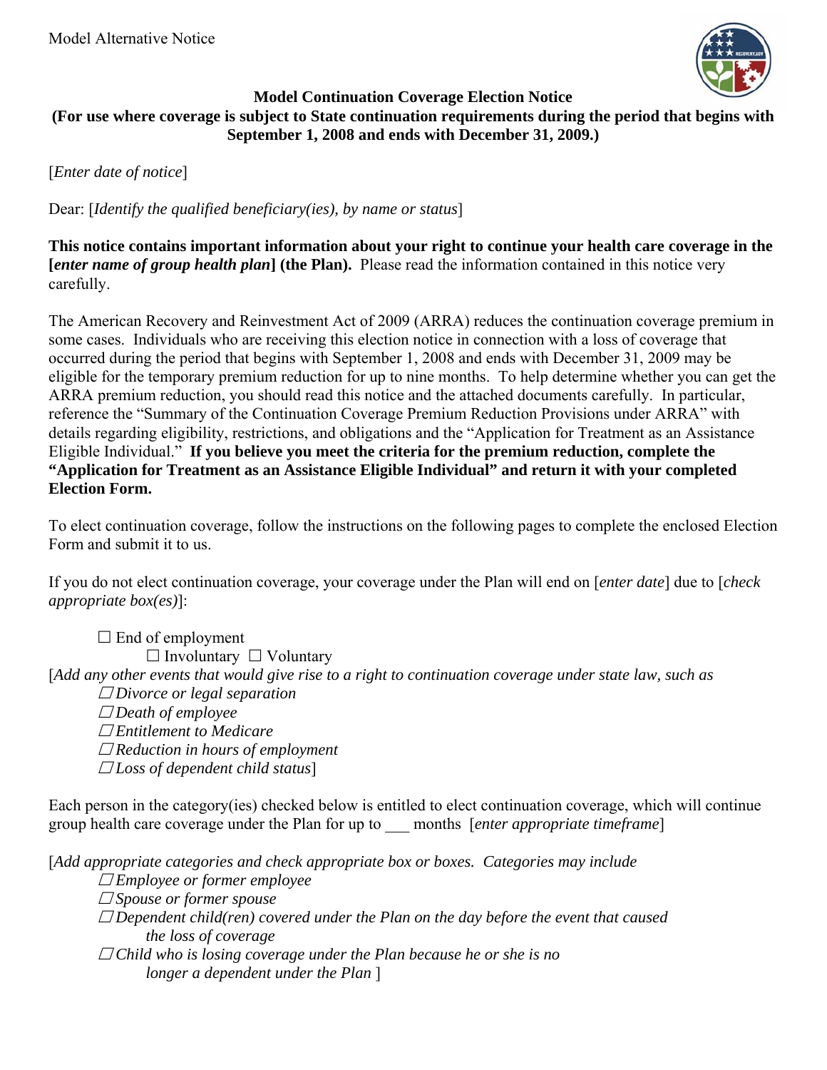Model Alternative Notice

## Model Continuation Coverage Election Notice
**(For use where coverage is subject to State continuation requirements during the period that begins with September 1, 2008 and ends with December 31, 2009.)**

[*Enter date of notice*]

Dear: [*Identify the qualified beneficiary(ies), by name or status*]

**This notice contains important information about your right to continue your health care coverage in the [*enter name of group health plan*] (the Plan).** Please read the information contained in this notice very carefully.

The American Recovery and Reinvestment Act of 2009 (ARRA) reduces the continuation coverage premium in some cases. Individuals who are receiving this election notice in connection with a loss of coverage that occurred during the period that begins with September 1, 2008 and ends with December 31, 2009 may be eligible for the temporary premium reduction for up to nine months. To help determine whether you can get the ARRA premium reduction, you should read this notice and the attached documents carefully. In particular, reference the "Summary of the Continuation Coverage Premium Reduction Provisions under ARRA" with details regarding eligibility, restrictions, and obligations and the "Application for Treatment as an Assistance Eligible Individual." **If you believe you meet the criteria for the premium reduction, complete the "Application for Treatment as an Assistance Eligible Individual" and return it with your completed Election Form.**

To elect continuation coverage, follow the instructions on the following pages to complete the enclosed Election Form and submit it to us.

If you do not elect continuation coverage, your coverage under the Plan will end on [*enter date*] due to [*check appropriate box(es)*]:

☐ End of employment
  ☐ Involuntary ☐ Voluntary

[*Add any other events that would give rise to a right to continuation coverage under state law, such as*
☐ *Divorce or legal separation*
☐ *Death of employee*
☐ *Entitlement to Medicare*
☐ *Reduction in hours of employment*
☐ *Loss of dependent child status*]

Each person in the category(ies) checked below is entitled to elect continuation coverage, which will continue group health care coverage under the Plan for up to ___ months [*enter appropriate timeframe*]

[*Add appropriate categories and check appropriate box or boxes. Categories may include*
☐ *Employee or former employee*
☐ *Spouse or former spouse*
☐ *Dependent child(ren) covered under the Plan on the day before the event that caused the loss of coverage*
☐ *Child who is losing coverage under the Plan because he or she is no longer a dependent under the Plan* ]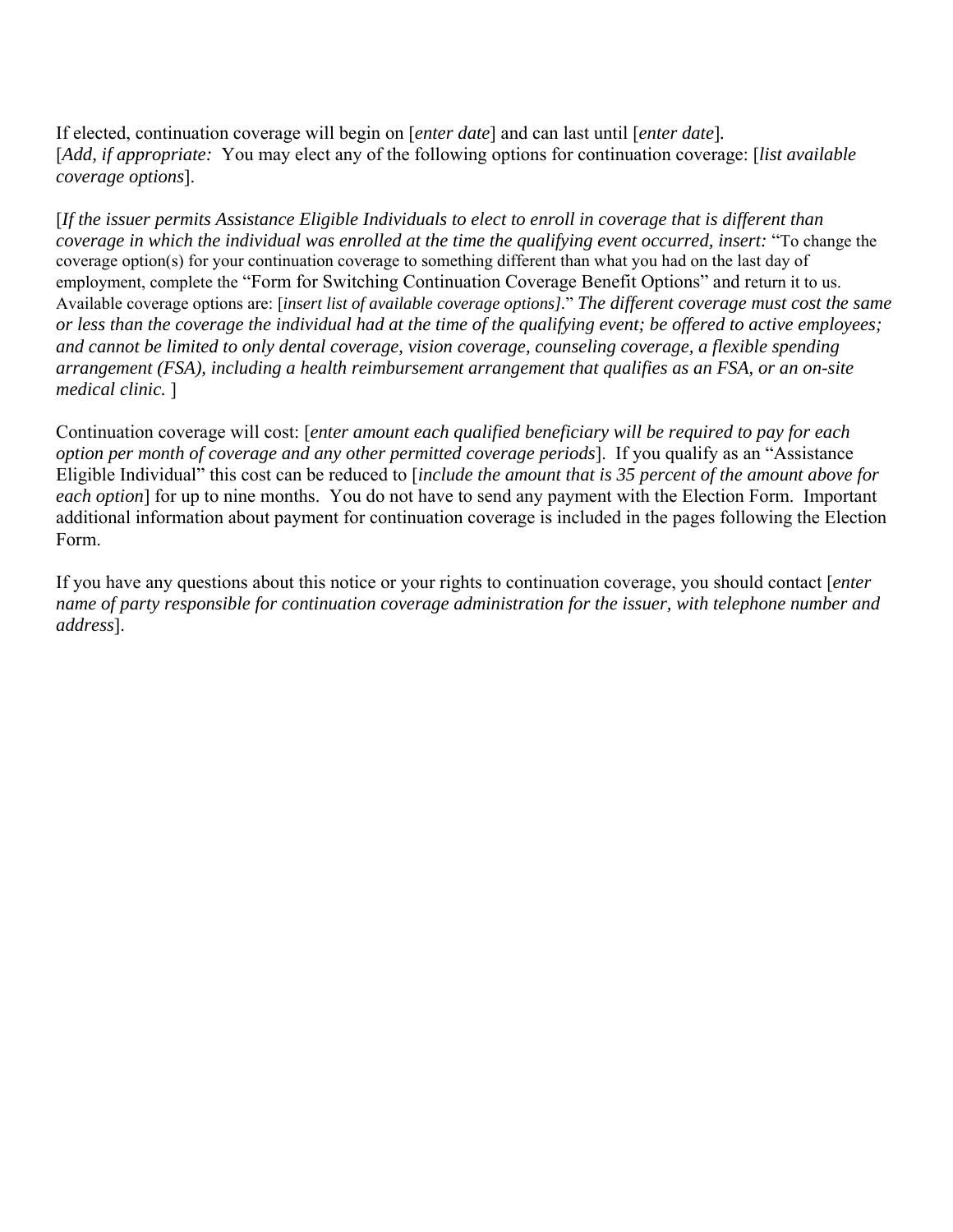If elected, continuation coverage will begin on [*enter date*] and can last until [*enter date*].
[*Add, if appropriate:* You may elect any of the following options for continuation coverage: [*list available coverage options*].

[*If the issuer permits Assistance Eligible Individuals to elect to enroll in coverage that is different than coverage in which the individual was enrolled at the time the qualifying event occurred, insert:* "To change the coverage option(s) for your continuation coverage to something different than what you had on the last day of employment, complete the "Form for Switching Continuation Coverage Benefit Options" and return it to us. Available coverage options are: [*insert list of available coverage options]*." *The different coverage must cost the same or less than the coverage the individual had at the time of the qualifying event; be offered to active employees; and cannot be limited to only dental coverage, vision coverage, counseling coverage, a flexible spending arrangement (FSA), including a health reimbursement arrangement that qualifies as an FSA, or an on-site medical clinic.* ]

Continuation coverage will cost: [*enter amount each qualified beneficiary will be required to pay for each option per month of coverage and any other permitted coverage periods*]. If you qualify as an "Assistance Eligible Individual" this cost can be reduced to [*include the amount that is 35 percent of the amount above for each option*] for up to nine months. You do not have to send any payment with the Election Form. Important additional information about payment for continuation coverage is included in the pages following the Election Form.

If you have any questions about this notice or your rights to continuation coverage, you should contact [*enter name of party responsible for continuation coverage administration for the issuer, with telephone number and address*].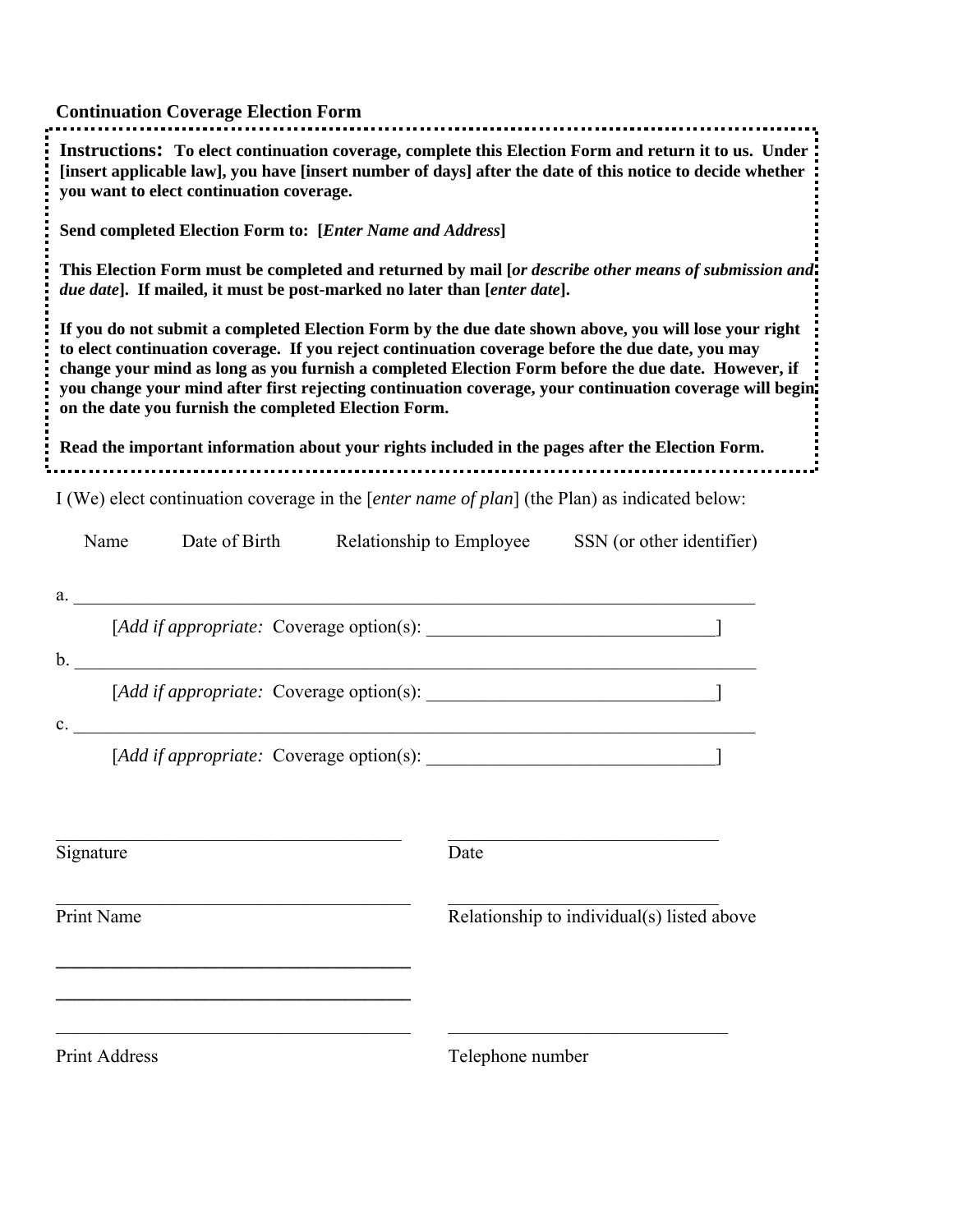## Continuation Coverage Election Form

**Instructions: To elect continuation coverage, complete this Election Form and return it to us. Under [insert applicable law], you have [insert number of days] after the date of this notice to decide whether you want to elect continuation coverage.**

**Send completed Election Form to: [*Enter Name and Address*]**

**This Election Form must be completed and returned by mail [*or describe other means of submission and due date*]. If mailed, it must be post-marked no later than [*enter date*].**

**If you do not submit a completed Election Form by the due date shown above, you will lose your right to elect continuation coverage. If you reject continuation coverage before the due date, you may change your mind as long as you furnish a completed Election Form before the due date. However, if you change your mind after first rejecting continuation coverage, your continuation coverage will begin on the date you furnish the completed Election Form.**

**Read the important information about your rights included in the pages after the Election Form.**

I (We) elect continuation coverage in the [*enter name of plan*] (the Plan) as indicated below:

Name    Date of Birth    Relationship to Employee    SSN (or other identifier)

a. ______________________________________________________________________

[*Add if appropriate:* Coverage option(s): ______________________________]

b. ______________________________________________________________________

[*Add if appropriate:* Coverage option(s): ______________________________]

c. ______________________________________________________________________

[*Add if appropriate:* Coverage option(s): ______________________________]

_____________________________________    _____________________________

Signature    Date

_____________________________________    _____________________________

Print Name    Relationship to individual(s) listed above

_____________________________________

_____________________________________

_____________________________________    _____________________________

Print Address    Telephone number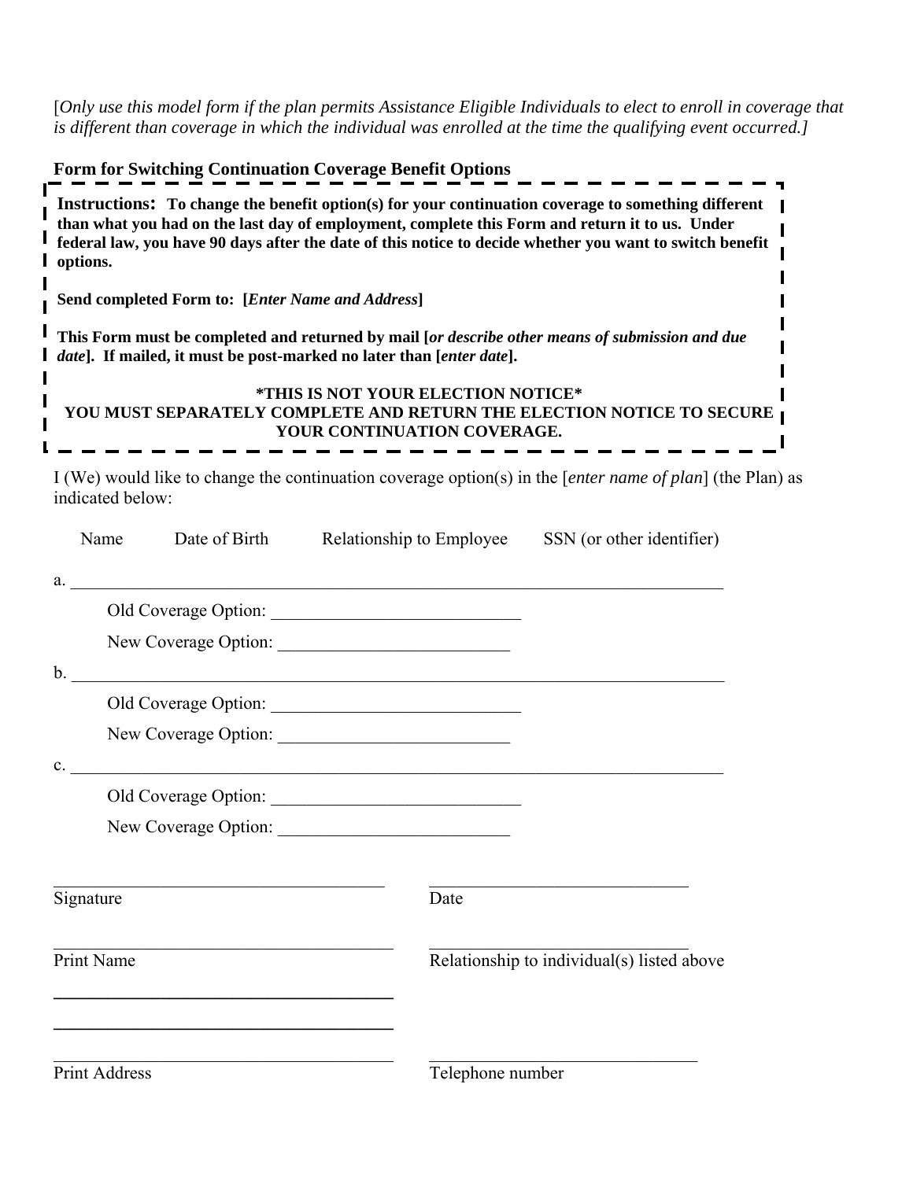[*Only use this model form if the plan permits Assistance Eligible Individuals to elect to enroll in coverage that is different than coverage in which the individual was enrolled at the time the qualifying event occurred.]*

**Form for Switching Continuation Coverage Benefit Options**

**Instructions: To change the benefit option(s) for your continuation coverage to something different than what you had on the last day of employment, complete this Form and return it to us. Under federal law, you have 90 days after the date of this notice to decide whether you want to switch benefit options.**

**Send completed Form to: [*Enter Name and Address*]**

**This Form must be completed and returned by mail [*or describe other means of submission and due date*]. If mailed, it must be post-marked no later than [*enter date*].**

**\*THIS IS NOT YOUR ELECTION NOTICE\***
**YOU MUST SEPARATELY COMPLETE AND RETURN THE ELECTION NOTICE TO SECURE YOUR CONTINUATION COVERAGE.**

I (We) would like to change the continuation coverage option(s) in the [*enter name of plan*] (the Plan) as indicated below:

Name | Date of Birth | Relationship to Employee | SSN (or other identifier)

a. ______________________________________________________________________

Old Coverage Option: ____________________________

New Coverage Option: __________________________

b. ______________________________________________________________________

Old Coverage Option: ____________________________

New Coverage Option: __________________________

c. ______________________________________________________________________

Old Coverage Option: ____________________________

New Coverage Option: __________________________

_____________________________________ _____________________________
Signature Date

_____________________________________ _____________________________
Print Name Relationship to individual(s) listed above

_____________________________________

_____________________________________

_____________________________________ _____________________________
Print Address Telephone number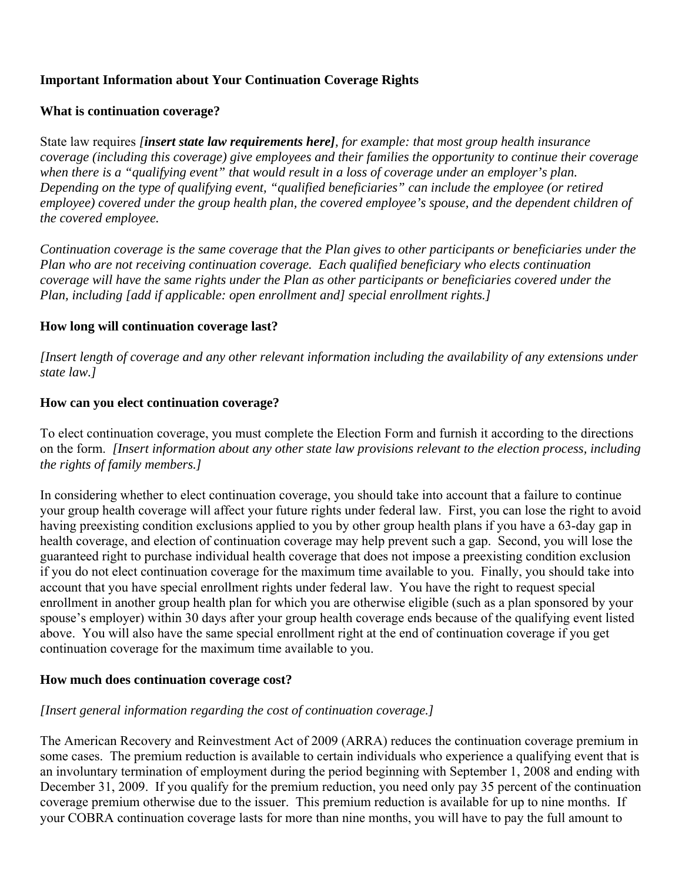**Important Information about Your Continuation Coverage Rights**

**What is continuation coverage?**

State law requires ***[insert state law requirements here]****, for example: that most group health insurance coverage (including this coverage) give employees and their families the opportunity to continue their coverage when there is a "qualifying event" that would result in a loss of coverage under an employer's plan. Depending on the type of qualifying event, "qualified beneficiaries" can include the employee (or retired employee) covered under the group health plan, the covered employee's spouse, and the dependent children of the covered employee.*

*Continuation coverage is the same coverage that the Plan gives to other participants or beneficiaries under the Plan who are not receiving continuation coverage. Each qualified beneficiary who elects continuation coverage will have the same rights under the Plan as other participants or beneficiaries covered under the Plan, including [add if applicable: open enrollment and] special enrollment rights.]*

**How long will continuation coverage last?**

*[Insert length of coverage and any other relevant information including the availability of any extensions under state law.]*

**How can you elect continuation coverage?**

To elect continuation coverage, you must complete the Election Form and furnish it according to the directions on the form. *[Insert information about any other state law provisions relevant to the election process, including the rights of family members.]*

In considering whether to elect continuation coverage, you should take into account that a failure to continue your group health coverage will affect your future rights under federal law. First, you can lose the right to avoid having preexisting condition exclusions applied to you by other group health plans if you have a 63-day gap in health coverage, and election of continuation coverage may help prevent such a gap. Second, you will lose the guaranteed right to purchase individual health coverage that does not impose a preexisting condition exclusion if you do not elect continuation coverage for the maximum time available to you. Finally, you should take into account that you have special enrollment rights under federal law. You have the right to request special enrollment in another group health plan for which you are otherwise eligible (such as a plan sponsored by your spouse's employer) within 30 days after your group health coverage ends because of the qualifying event listed above. You will also have the same special enrollment right at the end of continuation coverage if you get continuation coverage for the maximum time available to you.

**How much does continuation coverage cost?**

*[Insert general information regarding the cost of continuation coverage.]*

The American Recovery and Reinvestment Act of 2009 (ARRA) reduces the continuation coverage premium in some cases. The premium reduction is available to certain individuals who experience a qualifying event that is an involuntary termination of employment during the period beginning with September 1, 2008 and ending with December 31, 2009. If you qualify for the premium reduction, you need only pay 35 percent of the continuation coverage premium otherwise due to the issuer. This premium reduction is available for up to nine months. If your COBRA continuation coverage lasts for more than nine months, you will have to pay the full amount to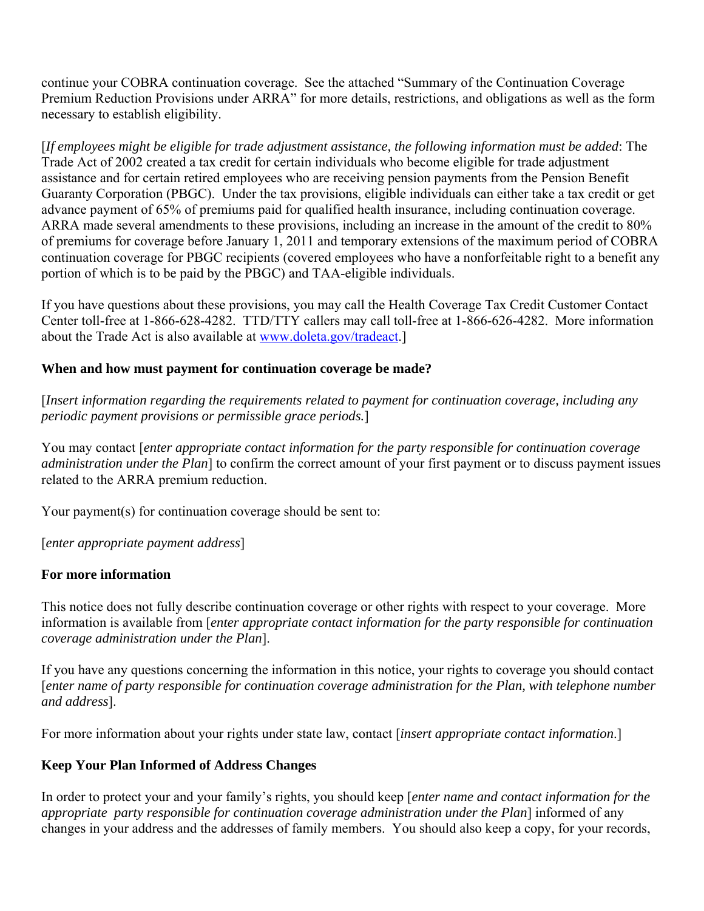continue your COBRA continuation coverage. See the attached "Summary of the Continuation Coverage Premium Reduction Provisions under ARRA" for more details, restrictions, and obligations as well as the form necessary to establish eligibility.

[*If employees might be eligible for trade adjustment assistance, the following information must be added*: The Trade Act of 2002 created a tax credit for certain individuals who become eligible for trade adjustment assistance and for certain retired employees who are receiving pension payments from the Pension Benefit Guaranty Corporation (PBGC). Under the tax provisions, eligible individuals can either take a tax credit or get advance payment of 65% of premiums paid for qualified health insurance, including continuation coverage. ARRA made several amendments to these provisions, including an increase in the amount of the credit to 80% of premiums for coverage before January 1, 2011 and temporary extensions of the maximum period of COBRA continuation coverage for PBGC recipients (covered employees who have a nonforfeitable right to a benefit any portion of which is to be paid by the PBGC) and TAA-eligible individuals.

If you have questions about these provisions, you may call the Health Coverage Tax Credit Customer Contact Center toll-free at 1-866-628-4282. TTD/TTY callers may call toll-free at 1-866-626-4282. More information about the Trade Act is also available at www.doleta.gov/tradeact.]

**When and how must payment for continuation coverage be made?**

[*Insert information regarding the requirements related to payment for continuation coverage, including any periodic payment provisions or permissible grace periods.*]

You may contact [*enter appropriate contact information for the party responsible for continuation coverage administration under the Plan*] to confirm the correct amount of your first payment or to discuss payment issues related to the ARRA premium reduction.

Your payment(s) for continuation coverage should be sent to:

[*enter appropriate payment address*]

**For more information**

This notice does not fully describe continuation coverage or other rights with respect to your coverage. More information is available from [*enter appropriate contact information for the party responsible for continuation coverage administration under the Plan*].

If you have any questions concerning the information in this notice, your rights to coverage you should contact [*enter name of party responsible for continuation coverage administration for the Plan, with telephone number and address*].

For more information about your rights under state law, contact [*insert appropriate contact information*.]

**Keep Your Plan Informed of Address Changes**

In order to protect your and your family's rights, you should keep [*enter name and contact information for the appropriate party responsible for continuation coverage administration under the Plan*] informed of any changes in your address and the addresses of family members. You should also keep a copy, for your records,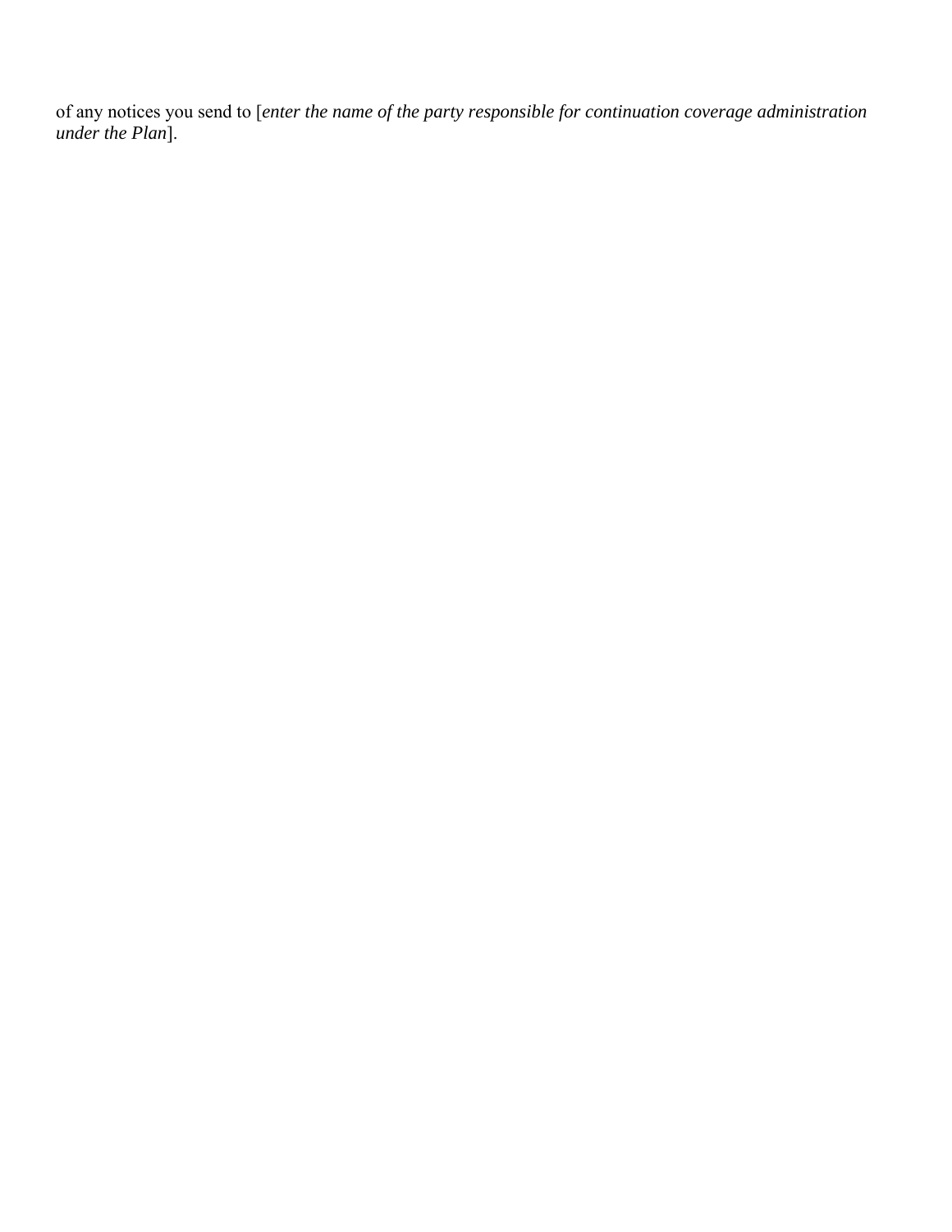of any notices you send to [*enter the name of the party responsible for continuation coverage administration under the Plan*].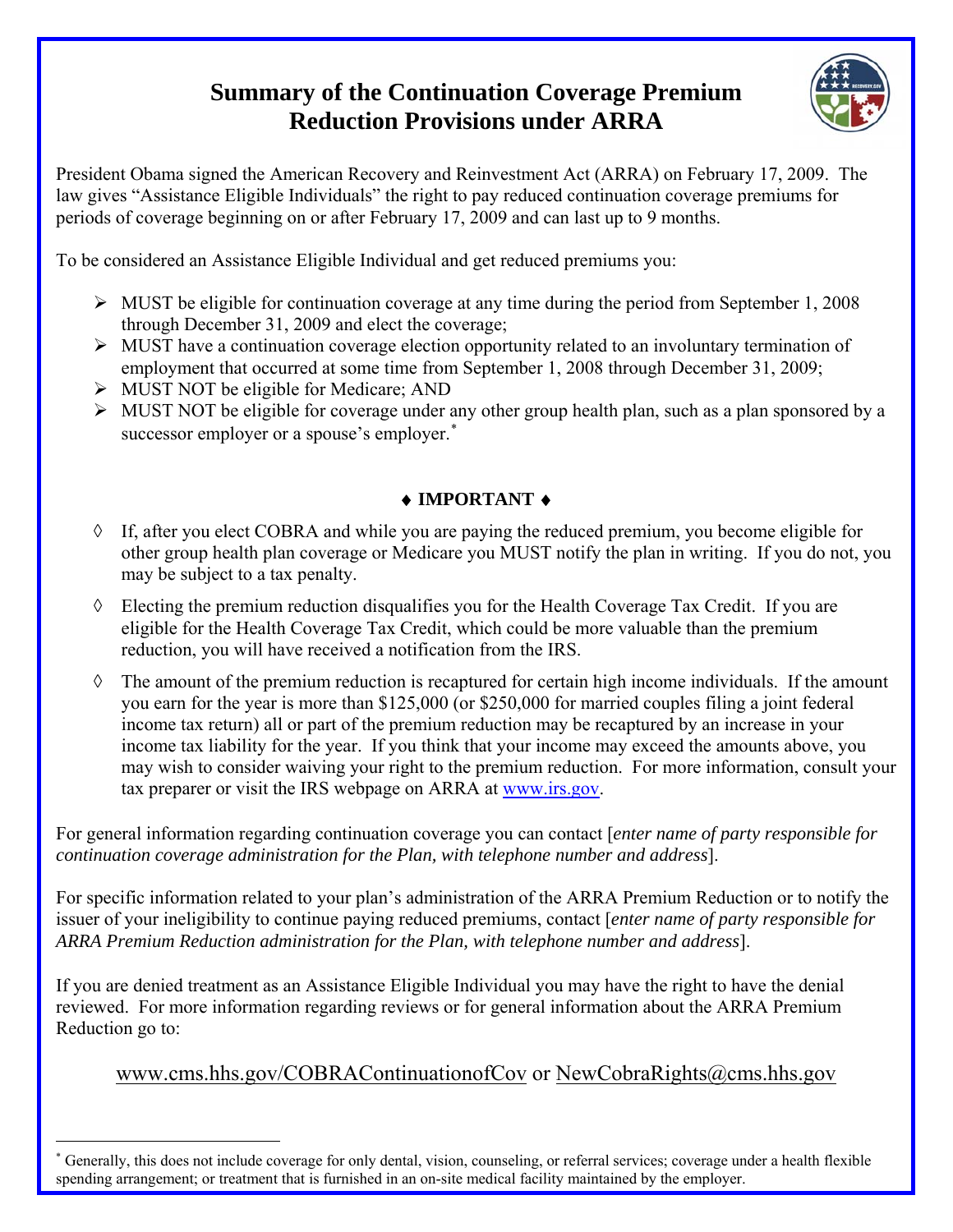# Summary of the Continuation Coverage Premium Reduction Provisions under ARRA

President Obama signed the American Recovery and Reinvestment Act (ARRA) on February 17, 2009. The law gives "Assistance Eligible Individuals" the right to pay reduced continuation coverage premiums for periods of coverage beginning on or after February 17, 2009 and can last up to 9 months.

To be considered an Assistance Eligible Individual and get reduced premiums you:

- MUST be eligible for continuation coverage at any time during the period from September 1, 2008 through December 31, 2009 and elect the coverage;
- MUST have a continuation coverage election opportunity related to an involuntary termination of employment that occurred at some time from September 1, 2008 through December 31, 2009;
- MUST NOT be eligible for Medicare; AND
- MUST NOT be eligible for coverage under any other group health plan, such as a plan sponsored by a successor employer or a spouse's employer.*

**♦ IMPORTANT ♦**

- ◊ If, after you elect COBRA and while you are paying the reduced premium, you become eligible for other group health plan coverage or Medicare you MUST notify the plan in writing. If you do not, you may be subject to a tax penalty.
- ◊ Electing the premium reduction disqualifies you for the Health Coverage Tax Credit. If you are eligible for the Health Coverage Tax Credit, which could be more valuable than the premium reduction, you will have received a notification from the IRS.
- ◊ The amount of the premium reduction is recaptured for certain high income individuals. If the amount you earn for the year is more than $125,000 (or $250,000 for married couples filing a joint federal income tax return) all or part of the premium reduction may be recaptured by an increase in your income tax liability for the year. If you think that your income may exceed the amounts above, you may wish to consider waiving your right to the premium reduction. For more information, consult your tax preparer or visit the IRS webpage on ARRA at www.irs.gov.

For general information regarding continuation coverage you can contact [*enter name of party responsible for continuation coverage administration for the Plan, with telephone number and address*].

For specific information related to your plan's administration of the ARRA Premium Reduction or to notify the issuer of your ineligibility to continue paying reduced premiums, contact [*enter name of party responsible for ARRA Premium Reduction administration for the Plan, with telephone number and address*].

If you are denied treatment as an Assistance Eligible Individual you may have the right to have the denial reviewed. For more information regarding reviews or for general information about the ARRA Premium Reduction go to:

www.cms.hhs.gov/COBRAContinuationofCov or NewCobraRights@cms.hhs.gov

---

* Generally, this does not include coverage for only dental, vision, counseling, or referral services; coverage under a health flexible spending arrangement; or treatment that is furnished in an on-site medical facility maintained by the employer.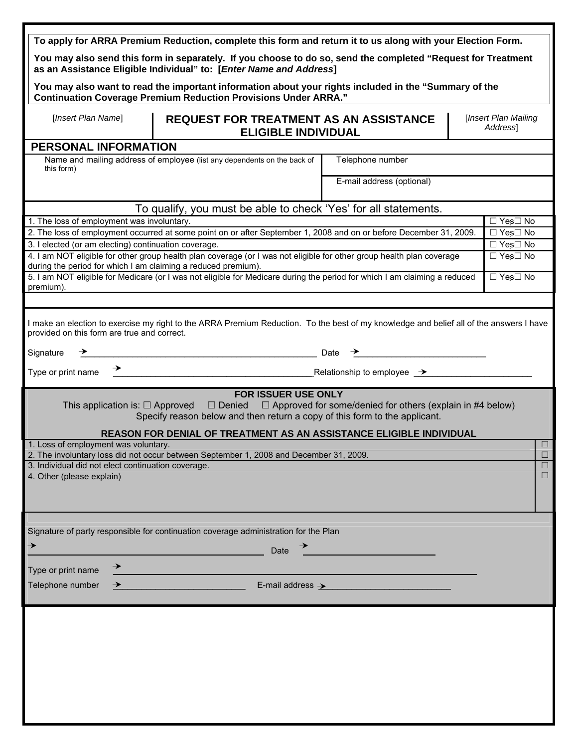**To apply for ARRA Premium Reduction, complete this form and return it to us along with your Election Form.**

**You may also send this form in separately. If you choose to do so, send the completed "Request for Treatment as an Assistance Eligible Individual" to: [*Enter Name and Address*]**

**You may also want to read the important information about your rights included in the "Summary of the Continuation Coverage Premium Reduction Provisions Under ARRA."**

| [*Insert Plan Name*] | **REQUEST FOR TREATMENT AS AN ASSISTANCE ELIGIBLE INDIVIDUAL** | [*Insert Plan Mailing Address*] |
|---|---|---|

## PERSONAL INFORMATION

| Name and mailing address of employee (list any dependents on the back of this form) | Telephone number |
|---|---|
| | E-mail address (optional) |

To qualify, you must be able to check 'Yes' for all statements.

| Statement | |
|---|---|
| 1. The loss of employment was involuntary. | ☐ Yes☐ No |
| 2. The loss of employment occurred at some point on or after September 1, 2008 and on or before December 31, 2009. | ☐ Yes☐ No |
| 3. I elected (or am electing) continuation coverage. | ☐ Yes☐ No |
| 4. I am NOT eligible for other group health plan coverage (or I was not eligible for other group health plan coverage during the period for which I am claiming a reduced premium). | ☐ Yes☐ No |
| 5. I am NOT eligible for Medicare (or I was not eligible for Medicare during the period for which I am claiming a reduced premium). | ☐ Yes☐ No |

I make an election to exercise my right to the ARRA Premium Reduction. To the best of my knowledge and belief all of the answers I have provided on this form are true and correct.

Signature → ______________________________ Date → ____________________

Type or print name → ______________________________ Relationship to employee → ____________________

**FOR ISSUER USE ONLY**

This application is: ☐ Approved ☐ Denied ☐ Approved for some/denied for others (explain in #4 below)

Specify reason below and then return a copy of this form to the applicant.

**REASON FOR DENIAL OF TREATMENT AS AN ASSISTANCE ELIGIBLE INDIVIDUAL**

| Reason | |
|---|---|
| 1. Loss of employment was voluntary. | ☐ |
| 2. The involuntary loss did not occur between September 1, 2008 and December 31, 2009. | ☐ |
| 3. Individual did not elect continuation coverage. | ☐ |
| 4. Other (please explain) | ☐ |

Signature of party responsible for continuation coverage administration for the Plan

→ ______________________________ Date → ____________________

Type or print name → ______________________________

Telephone number → ____________________ E-mail address → ____________________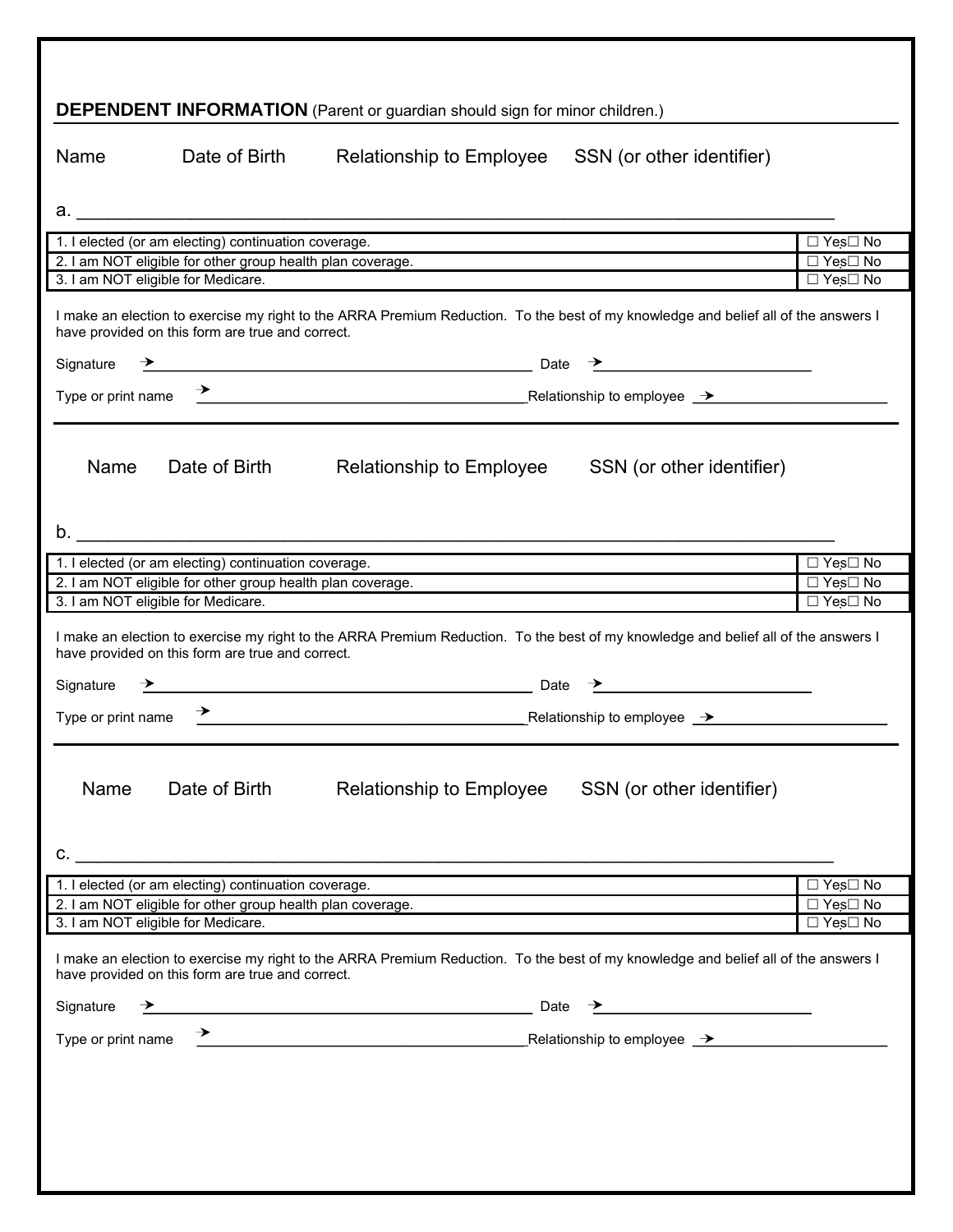**DEPENDENT INFORMATION** (Parent or guardian should sign for minor children.)

Name Date of Birth Relationship to Employee SSN (or other identifier)

a. ______________________________________________________________________________

| | |
|---|---|
| 1. I elected (or am electing) continuation coverage. | ☐ Yes☐ No |
| 2. I am NOT eligible for other group health plan coverage. | ☐ Yes☐ No |
| 3. I am NOT eligible for Medicare. | ☐ Yes☐ No |

I make an election to exercise my right to the ARRA Premium Reduction. To the best of my knowledge and belief all of the answers I have provided on this form are true and correct.

Signature → ____________________________________________ Date → ________________________

Type or print name → ______________________________________ Relationship to employee → ____________________

Name Date of Birth Relationship to Employee SSN (or other identifier)

b. ______________________________________________________________________________

| | |
|---|---|
| 1. I elected (or am electing) continuation coverage. | ☐ Yes☐ No |
| 2. I am NOT eligible for other group health plan coverage. | ☐ Yes☐ No |
| 3. I am NOT eligible for Medicare. | ☐ Yes☐ No |

I make an election to exercise my right to the ARRA Premium Reduction. To the best of my knowledge and belief all of the answers I have provided on this form are true and correct.

Signature → ____________________________________________ Date → ________________________

Type or print name → ______________________________________ Relationship to employee → ____________________

Name Date of Birth Relationship to Employee SSN (or other identifier)

c. ______________________________________________________________________________

| | |
|---|---|
| 1. I elected (or am electing) continuation coverage. | ☐ Yes☐ No |
| 2. I am NOT eligible for other group health plan coverage. | ☐ Yes☐ No |
| 3. I am NOT eligible for Medicare. | ☐ Yes☐ No |

I make an election to exercise my right to the ARRA Premium Reduction. To the best of my knowledge and belief all of the answers I have provided on this form are true and correct.

Signature → ____________________________________________ Date → ________________________

Type or print name → ______________________________________ Relationship to employee → ____________________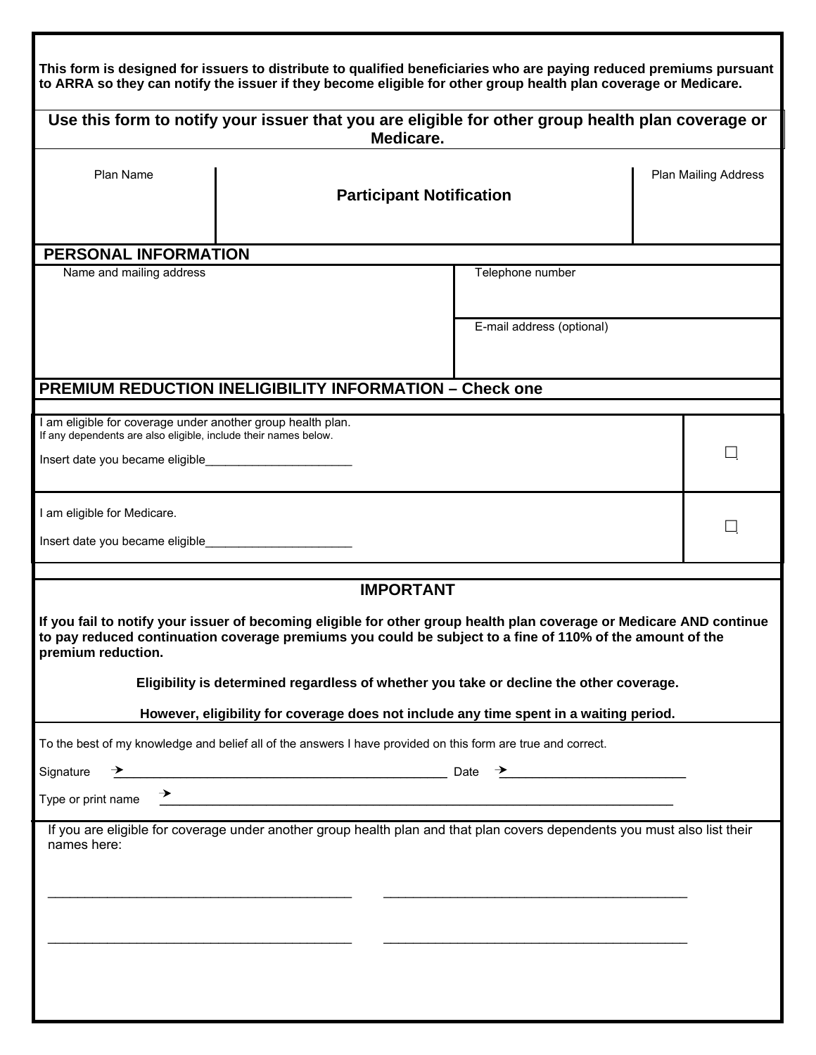**This form is designed for issuers to distribute to qualified beneficiaries who are paying reduced premiums pursuant to ARRA so they can notify the issuer if they become eligible for other group health plan coverage or Medicare.**

## Use this form to notify your issuer that you are eligible for other group health plan coverage or Medicare.

| Plan Name | **Participant Notification** | Plan Mailing Address |
|---|---|---|
| | | |

### PERSONAL INFORMATION

| Name and mailing address | Telephone number |
|---|---|
| | E-mail address (optional) |

### PREMIUM REDUCTION INELIGIBILITY INFORMATION – Check one

| | |
|---|---|
| I am eligible for coverage under another group health plan.<br>If any dependents are also eligible, include their names below.<br>Insert date you became eligible______________________ | ☐ |
| I am eligible for Medicare.<br>Insert date you became eligible______________________ | ☐ |

### IMPORTANT

**If you fail to notify your issuer of becoming eligible for other group health plan coverage or Medicare AND continue to pay reduced continuation coverage premiums you could be subject to a fine of 110% of the amount of the premium reduction.**

**Eligibility is determined regardless of whether you take or decline the other coverage.**

**However, eligibility for coverage does not include any time spent in a waiting period.**

To the best of my knowledge and belief all of the answers I have provided on this form are true and correct.

Signature ➔ ______________________________________________ Date ➔ __________________________

Type or print name ➔ ________________________________________________________________________

If you are eligible for coverage under another group health plan and that plan covers dependents you must also list their names here:

___________________________________________ ___________________________________________

___________________________________________ ___________________________________________